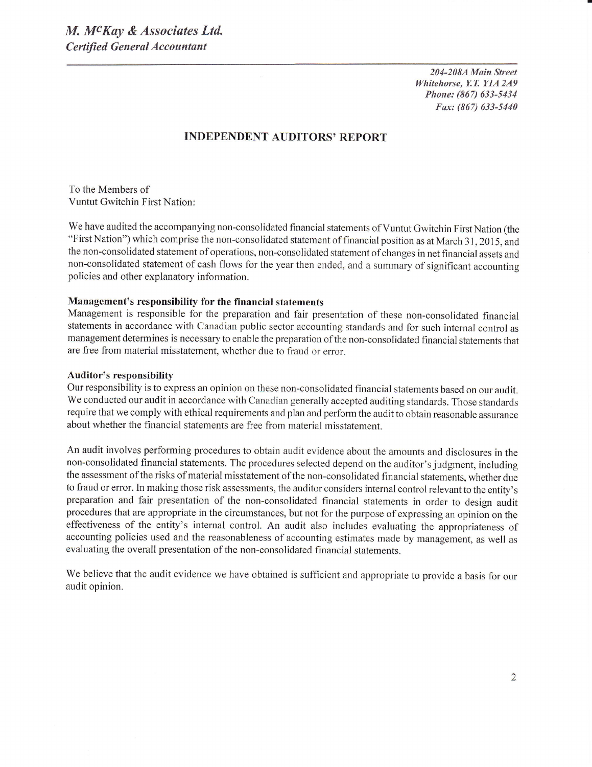*M. McKay & Associates Ltd.*
***Certified General Accountant***

*204-208A Main Street*
*Whitehorse, Y.T. Y1A 2A9*
*Phone: (867) 633-5434*
*Fax: (867) 633-5440*

## INDEPENDENT AUDITORS' REPORT

To the Members of
Vuntut Gwitchin First Nation:

We have audited the accompanying non-consolidated financial statements of Vuntut Gwitchin First Nation (the "First Nation") which comprise the non-consolidated statement of financial position as at March 31, 2015, and the non-consolidated statement of operations, non-consolidated statement of changes in net financial assets and non-consolidated statement of cash flows for the year then ended, and a summary of significant accounting policies and other explanatory information.

**Management's responsibility for the financial statements**

Management is responsible for the preparation and fair presentation of these non-consolidated financial statements in accordance with Canadian public sector accounting standards and for such internal control as management determines is necessary to enable the preparation of the non-consolidated financial statements that are free from material misstatement, whether due to fraud or error.

**Auditor's responsibility**

Our responsibility is to express an opinion on these non-consolidated financial statements based on our audit. We conducted our audit in accordance with Canadian generally accepted auditing standards. Those standards require that we comply with ethical requirements and plan and perform the audit to obtain reasonable assurance about whether the financial statements are free from material misstatement.

An audit involves performing procedures to obtain audit evidence about the amounts and disclosures in the non-consolidated financial statements. The procedures selected depend on the auditor's judgment, including the assessment of the risks of material misstatement of the non-consolidated financial statements, whether due to fraud or error. In making those risk assessments, the auditor considers internal control relevant to the entity's preparation and fair presentation of the non-consolidated financial statements in order to design audit procedures that are appropriate in the circumstances, but not for the purpose of expressing an opinion on the effectiveness of the entity's internal control. An audit also includes evaluating the appropriateness of accounting policies used and the reasonableness of accounting estimates made by management, as well as evaluating the overall presentation of the non-consolidated financial statements.

We believe that the audit evidence we have obtained is sufficient and appropriate to provide a basis for our audit opinion.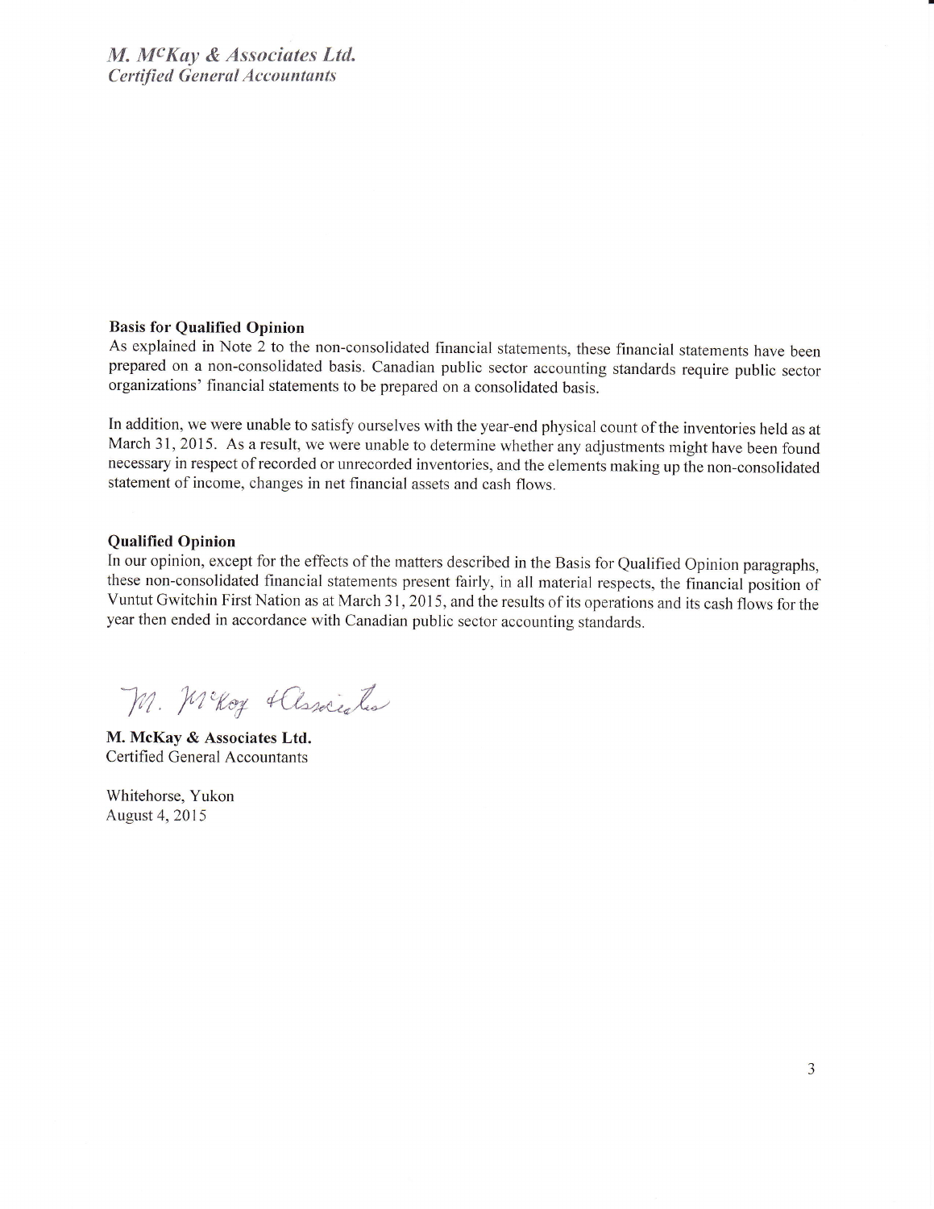*M. McKay & Associates Ltd.*
*Certified General Accountants*

**Basis for Qualified Opinion**

As explained in Note 2 to the non-consolidated financial statements, these financial statements have been prepared on a non-consolidated basis. Canadian public sector accounting standards require public sector organizations' financial statements to be prepared on a consolidated basis.

In addition, we were unable to satisfy ourselves with the year-end physical count of the inventories held as at March 31, 2015. As a result, we were unable to determine whether any adjustments might have been found necessary in respect of recorded or unrecorded inventories, and the elements making up the non-consolidated statement of income, changes in net financial assets and cash flows.

**Qualified Opinion**

In our opinion, except for the effects of the matters described in the Basis for Qualified Opinion paragraphs, these non-consolidated financial statements present fairly, in all material respects, the financial position of Vuntut Gwitchin First Nation as at March 31, 2015, and the results of its operations and its cash flows for the year then ended in accordance with Canadian public sector accounting standards.

M. McKay & Associates

**M. McKay & Associates Ltd.**
Certified General Accountants

Whitehorse, Yukon
August 4, 2015